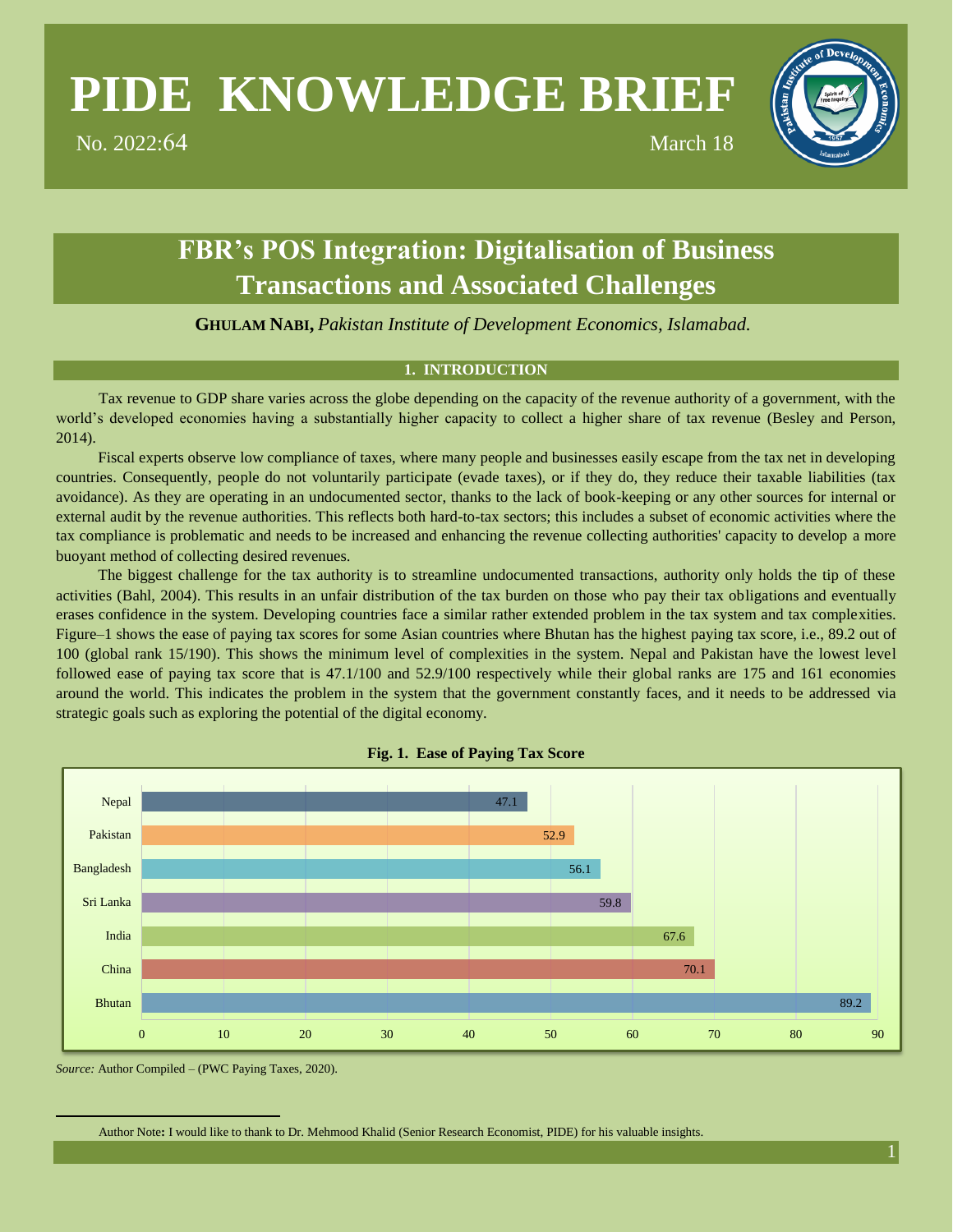# PIDE KNOWLEDGE BRIEF

No. 2022:64 March 18

## FBR's POS Integration: Digitalisation of Business Transactions and Associated Challenges

**GHULAM NABI,** *Pakistan Institute of Development Economics, Islamabad.*

### 1. INTRODUCTION

Tax revenue to GDP share varies across the globe depending on the capacity of the revenue authority of a government, with the world's developed economies having a substantially higher capacity to collect a higher share of tax revenue (Besley and Person, 2014).

Fiscal experts observe low compliance of taxes, where many people and businesses easily escape from the tax net in developing countries. Consequently, people do not voluntarily participate (evade taxes), or if they do, they reduce their taxable liabilities (tax avoidance). As they are operating in an undocumented sector, thanks to the lack of book-keeping or any other sources for internal or external audit by the revenue authorities. This reflects both hard-to-tax sectors; this includes a subset of economic activities where the tax compliance is problematic and needs to be increased and enhancing the revenue collecting authorities' capacity to develop a more buoyant method of collecting desired revenues.

The biggest challenge for the tax authority is to streamline undocumented transactions, authority only holds the tip of these activities (Bahl, 2004). This results in an unfair distribution of the tax burden on those who pay their tax obligations and eventually erases confidence in the system. Developing countries face a similar rather extended problem in the tax system and tax complexities. Figure–1 shows the ease of paying tax scores for some Asian countries where Bhutan has the highest paying tax score, i.e., 89.2 out of 100 (global rank 15/190). This shows the minimum level of complexities in the system. Nepal and Pakistan have the lowest level followed ease of paying tax score that is 47.1/100 and 52.9/100 respectively while their global ranks are 175 and 161 economies around the world. This indicates the problem in the system that the government constantly faces, and it needs to be addressed via strategic goals such as exploring the potential of the digital economy.

**Fig. 1. Ease of Paying Tax Score**

| Country | Score |
|---|---|
| Nepal | 47.1 |
| Pakistan | 52.9 |
| Bangladesh | 56.1 |
| Sri Lanka | 59.8 |
| India | 67.6 |
| China | 70.1 |
| Bhutan | 89.2 |

*Source:* Author Compiled – (PWC Paying Taxes, 2020).

Author Note**:** I would like to thank to Dr. Mehmood Khalid (Senior Research Economist, PIDE) for his valuable insights.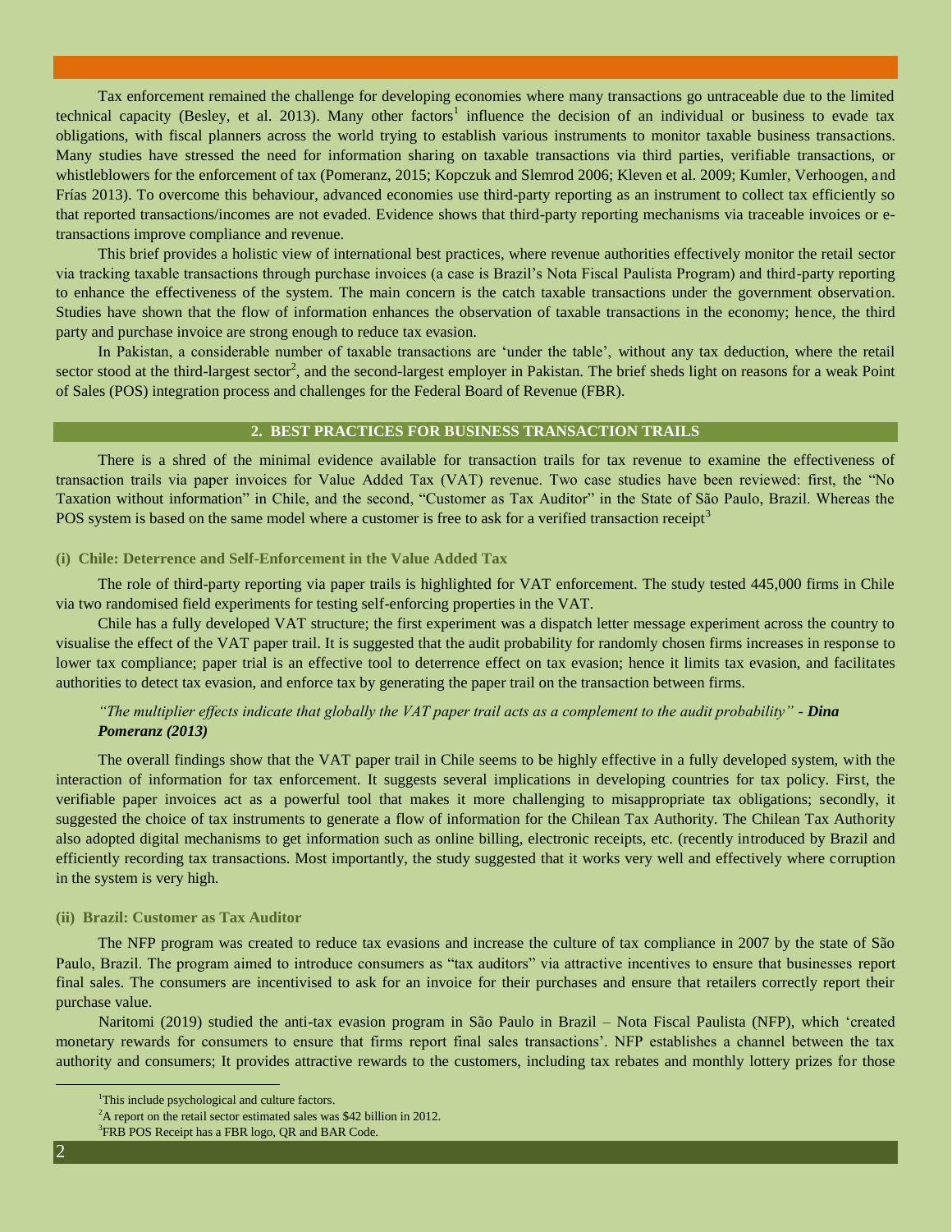Tax enforcement remained the challenge for developing economies where many transactions go untraceable due to the limited technical capacity (Besley, et al. 2013). Many other factors[1] influence the decision of an individual or business to evade tax obligations, with fiscal planners across the world trying to establish various instruments to monitor taxable business transactions. Many studies have stressed the need for information sharing on taxable transactions via third parties, verifiable transactions, or whistleblowers for the enforcement of tax (Pomeranz, 2015; Kopczuk and Slemrod 2006; Kleven et al. 2009; Kumler, Verhoogen, and Frías 2013). To overcome this behaviour, advanced economies use third-party reporting as an instrument to collect tax efficiently so that reported transactions/incomes are not evaded. Evidence shows that third-party reporting mechanisms via traceable invoices or e-transactions improve compliance and revenue.

This brief provides a holistic view of international best practices, where revenue authorities effectively monitor the retail sector via tracking taxable transactions through purchase invoices (a case is Brazil's Nota Fiscal Paulista Program) and third-party reporting to enhance the effectiveness of the system. The main concern is the catch taxable transactions under the government observation. Studies have shown that the flow of information enhances the observation of taxable transactions in the economy; hence, the third party and purchase invoice are strong enough to reduce tax evasion.

In Pakistan, a considerable number of taxable transactions are 'under the table', without any tax deduction, where the retail sector stood at the third-largest sector[2], and the second-largest employer in Pakistan. The brief sheds light on reasons for a weak Point of Sales (POS) integration process and challenges for the Federal Board of Revenue (FBR).

## 2. BEST PRACTICES FOR BUSINESS TRANSACTION TRAILS

There is a shred of the minimal evidence available for transaction trails for tax revenue to examine the effectiveness of transaction trails via paper invoices for Value Added Tax (VAT) revenue. Two case studies have been reviewed: first, the "No Taxation without information" in Chile, and the second, "Customer as Tax Auditor" in the State of São Paulo, Brazil. Whereas the POS system is based on the same model where a customer is free to ask for a verified transaction receipt[3]

### (i) Chile: Deterrence and Self-Enforcement in the Value Added Tax

The role of third-party reporting via paper trails is highlighted for VAT enforcement. The study tested 445,000 firms in Chile via two randomised field experiments for testing self-enforcing properties in the VAT.

Chile has a fully developed VAT structure; the first experiment was a dispatch letter message experiment across the country to visualise the effect of the VAT paper trail. It is suggested that the audit probability for randomly chosen firms increases in response to lower tax compliance; paper trial is an effective tool to deterrence effect on tax evasion; hence it limits tax evasion, and facilitates authorities to detect tax evasion, and enforce tax by generating the paper trail on the transaction between firms.

*"The multiplier effects indicate that globally the VAT paper trail acts as a complement to the audit probability" - **Dina Pomeranz (2013)***

The overall findings show that the VAT paper trail in Chile seems to be highly effective in a fully developed system, with the interaction of information for tax enforcement. It suggests several implications in developing countries for tax policy. First, the verifiable paper invoices act as a powerful tool that makes it more challenging to misappropriate tax obligations; secondly, it suggested the choice of tax instruments to generate a flow of information for the Chilean Tax Authority. The Chilean Tax Authority also adopted digital mechanisms to get information such as online billing, electronic receipts, etc. (recently introduced by Brazil and efficiently recording tax transactions. Most importantly, the study suggested that it works very well and effectively where corruption in the system is very high.

### (ii) Brazil: Customer as Tax Auditor

The NFP program was created to reduce tax evasions and increase the culture of tax compliance in 2007 by the state of São Paulo, Brazil. The program aimed to introduce consumers as "tax auditors" via attractive incentives to ensure that businesses report final sales. The consumers are incentivised to ask for an invoice for their purchases and ensure that retailers correctly report their purchase value.

Naritomi (2019) studied the anti-tax evasion program in São Paulo in Brazil – Nota Fiscal Paulista (NFP), which 'created monetary rewards for consumers to ensure that firms report final sales transactions'. NFP establishes a channel between the tax authority and consumers; It provides attractive rewards to the customers, including tax rebates and monthly lottery prizes for those

---

[1] This include psychological and culture factors.

[2] A report on the retail sector estimated sales was $42 billion in 2012.

[3] FRB POS Receipt has a FBR logo, QR and BAR Code.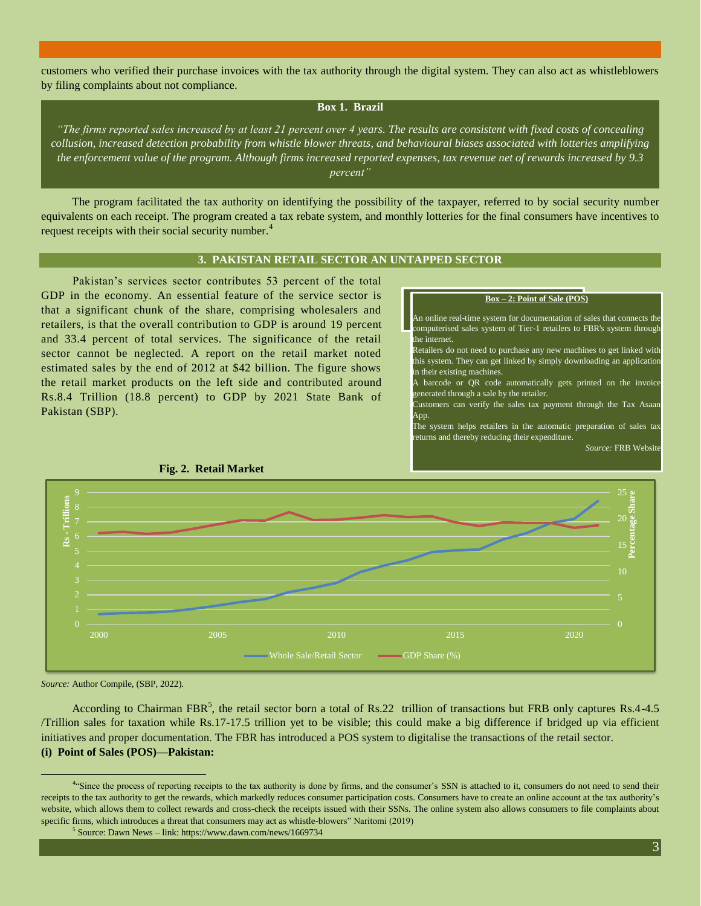customers who verified their purchase invoices with the tax authority through the digital system. They can also act as whistleblowers by filing complaints about not compliance.

**Box 1. Brazil**

*"The firms reported sales increased by at least 21 percent over 4 years. The results are consistent with fixed costs of concealing collusion, increased detection probability from whistle blower threats, and behavioural biases associated with lotteries amplifying the enforcement value of the program. Although firms increased reported expenses, tax revenue net of rewards increased by 9.3 percent"*

The program facilitated the tax authority on identifying the possibility of the taxpayer, referred to by social security number equivalents on each receipt. The program created a tax rebate system, and monthly lotteries for the final consumers have incentives to request receipts with their social security number.[4]

## 3. PAKISTAN RETAIL SECTOR AN UNTAPPED SECTOR

Pakistan's services sector contributes 53 percent of the total GDP in the economy. An essential feature of the service sector is that a significant chunk of the share, comprising wholesalers and retailers, is that the overall contribution to GDP is around 19 percent and 33.4 percent of total services. The significance of the retail sector cannot be neglected. A report on the retail market noted estimated sales by the end of 2012 at $42 billion. The figure shows the retail market products on the left side and contributed around Rs.8.4 Trillion (18.8 percent) to GDP by 2021 State Bank of Pakistan (SBP).

**Box – 2: Point of Sale (POS)**

An online real-time system for documentation of sales that connects the computerised sales system of Tier-1 retailers to FBR's system through the internet.

Retailers do not need to purchase any new machines to get linked with this system. They can get linked by simply downloading an application in their existing machines.

A barcode or QR code automatically gets printed on the invoice generated through a sale by the retailer.

Customers can verify the sales tax payment through the Tax Asaan App.

The system helps retailers in the automatic preparation of sales tax returns and thereby reducing their expenditure.

*Source:* FRB Website

**Fig. 2. Retail Market**

*Source:* Author Compile, (SBP, 2022).

According to Chairman FBR[5], the retail sector born a total of Rs.22 trillion of transactions but FRB only captures Rs.4-4.5 /Trillion sales for taxation while Rs.17-17.5 trillion yet to be visible; this could make a big difference if bridged up via efficient initiatives and proper documentation. The FBR has introduced a POS system to digitalise the transactions of the retail sector.

**(i) Point of Sales (POS)—Pakistan:**

[4] "Since the process of reporting receipts to the tax authority is done by firms, and the consumer's SSN is attached to it, consumers do not need to send their receipts to the tax authority to get the rewards, which markedly reduces consumer participation costs. Consumers have to create an online account at the tax authority's website, which allows them to collect rewards and cross-check the receipts issued with their SSNs. The online system also allows consumers to file complaints about specific firms, which introduces a threat that consumers may act as whistle-blowers" Naritomi (2019)

[5] Source: Dawn News – link: https://www.dawn.com/news/1669734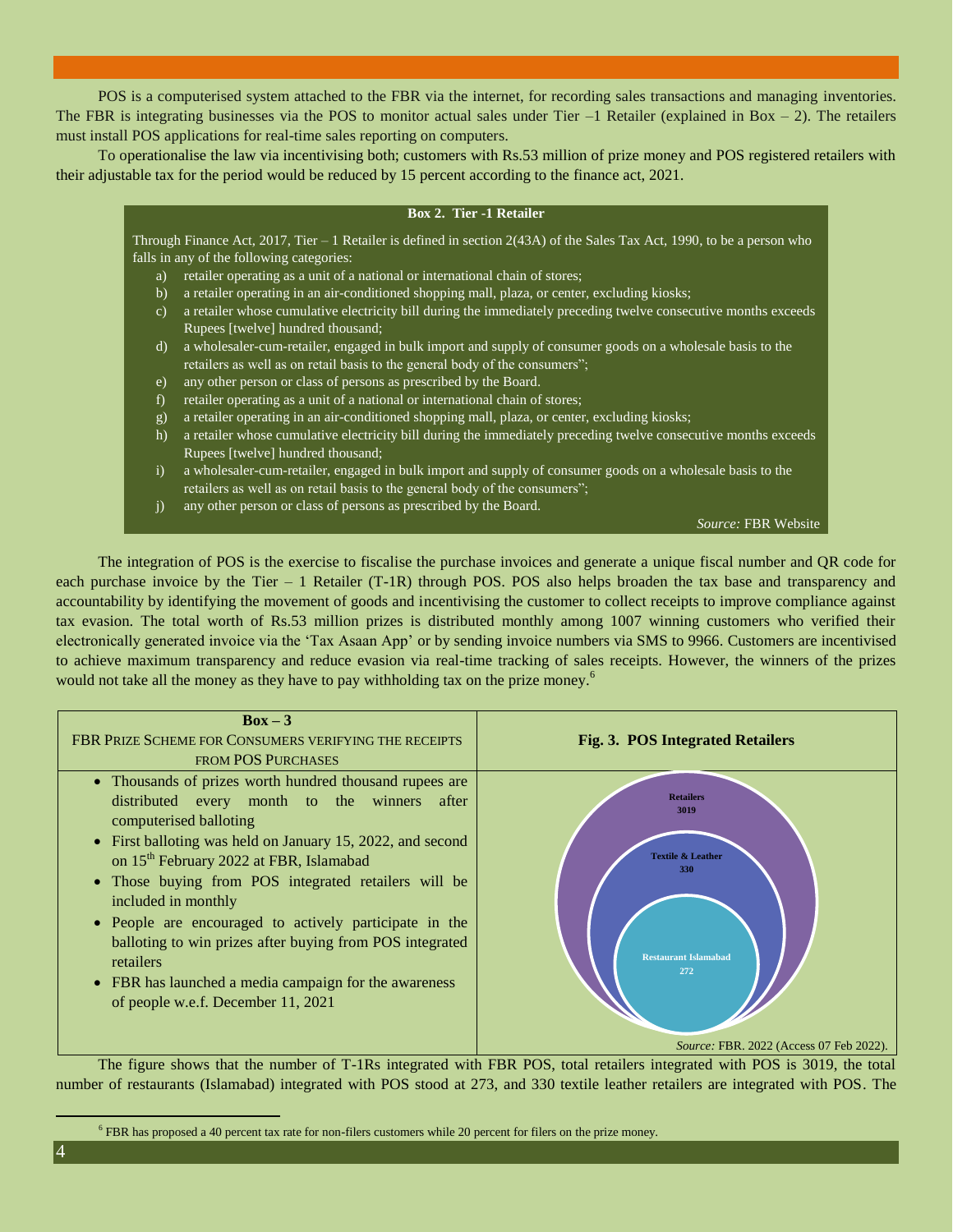POS is a computerised system attached to the FBR via the internet, for recording sales transactions and managing inventories. The FBR is integrating businesses via the POS to monitor actual sales under Tier –1 Retailer (explained in Box – 2). The retailers must install POS applications for real-time sales reporting on computers.

To operationalise the law via incentivising both; customers with Rs.53 million of prize money and POS registered retailers with their adjustable tax for the period would be reduced by 15 percent according to the finance act, 2021.

**Box 2. Tier -1 Retailer**

Through Finance Act, 2017, Tier – 1 Retailer is defined in section 2(43A) of the Sales Tax Act, 1990, to be a person who falls in any of the following categories:

a) retailer operating as a unit of a national or international chain of stores;
b) a retailer operating in an air-conditioned shopping mall, plaza, or center, excluding kiosks;
c) a retailer whose cumulative electricity bill during the immediately preceding twelve consecutive months exceeds Rupees [twelve] hundred thousand;
d) a wholesaler-cum-retailer, engaged in bulk import and supply of consumer goods on a wholesale basis to the retailers as well as on retail basis to the general body of the consumers";
e) any other person or class of persons as prescribed by the Board.
f) retailer operating as a unit of a national or international chain of stores;
g) a retailer operating in an air-conditioned shopping mall, plaza, or center, excluding kiosks;
h) a retailer whose cumulative electricity bill during the immediately preceding twelve consecutive months exceeds Rupees [twelve] hundred thousand;
i) a wholesaler-cum-retailer, engaged in bulk import and supply of consumer goods on a wholesale basis to the retailers as well as on retail basis to the general body of the consumers";
j) any other person or class of persons as prescribed by the Board.

*Source:* FBR Website

The integration of POS is the exercise to fiscalise the purchase invoices and generate a unique fiscal number and QR code for each purchase invoice by the Tier – 1 Retailer (T-1R) through POS. POS also helps broaden the tax base and transparency and accountability by identifying the movement of goods and incentivising the customer to collect receipts to improve compliance against tax evasion. The total worth of Rs.53 million prizes is distributed monthly among 1007 winning customers who verified their electronically generated invoice via the 'Tax Asaan App' or by sending invoice numbers via SMS to 9966. Customers are incentivised to achieve maximum transparency and reduce evasion via real-time tracking of sales receipts. However, the winners of the prizes would not take all the money as they have to pay withholding tax on the prize money.[6]

**Box – 3**

FBR PRIZE SCHEME FOR CONSUMERS VERIFYING THE RECEIPTS FROM POS PURCHASES

- Thousands of prizes worth hundred thousand rupees are distributed every month to the winners after computerised balloting
- First balloting was held on January 15, 2022, and second on 15th February 2022 at FBR, Islamabad
- Those buying from POS integrated retailers will be included in monthly
- People are encouraged to actively participate in the balloting to win prizes after buying from POS integrated retailers
- FBR has launched a media campaign for the awareness of people w.e.f. December 11, 2021

**Fig. 3. POS Integrated Retailers**

Retailers 3019
Textile & Leather 330
Restaurant Islamabad 272

*Source:* FBR. 2022 (Access 07 Feb 2022).

The figure shows that the number of T-1Rs integrated with FBR POS, total retailers integrated with POS is 3019, the total number of restaurants (Islamabad) integrated with POS stood at 273, and 330 textile leather retailers are integrated with POS. The

[6] FBR has proposed a 40 percent tax rate for non-filers customers while 20 percent for filers on the prize money.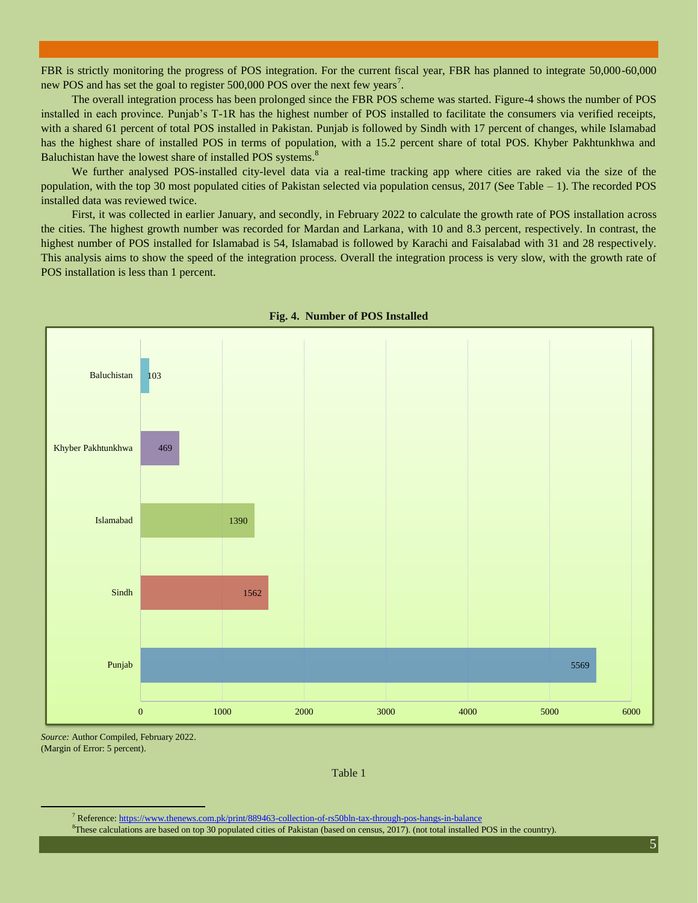FBR is strictly monitoring the progress of POS integration. For the current fiscal year, FBR has planned to integrate 50,000-60,000 new POS and has set the goal to register 500,000 POS over the next few years[7].

The overall integration process has been prolonged since the FBR POS scheme was started. Figure-4 shows the number of POS installed in each province. Punjab's T-1R has the highest number of POS installed to facilitate the consumers via verified receipts, with a shared 61 percent of total POS installed in Pakistan. Punjab is followed by Sindh with 17 percent of changes, while Islamabad has the highest share of installed POS in terms of population, with a 15.2 percent share of total POS. Khyber Pakhtunkhwa and Baluchistan have the lowest share of installed POS systems.[8]

We further analysed POS-installed city-level data via a real-time tracking app where cities are raked via the size of the population, with the top 30 most populated cities of Pakistan selected via population census, 2017 (See Table – 1). The recorded POS installed data was reviewed twice.

First, it was collected in earlier January, and secondly, in February 2022 to calculate the growth rate of POS installation across the cities. The highest growth number was recorded for Mardan and Larkana, with 10 and 8.3 percent, respectively. In contrast, the highest number of POS installed for Islamabad is 54, Islamabad is followed by Karachi and Faisalabad with 31 and 28 respectively. This analysis aims to show the speed of the integration process. Overall the integration process is very slow, with the growth rate of POS installation is less than 1 percent.

**Fig. 4. Number of POS Installed**

| Province | Number of POS Installed |
|---|---|
| Baluchistan | 103 |
| Khyber Pakhtunkhwa | 469 |
| Islamabad | 1390 |
| Sindh | 1562 |
| Punjab | 5569 |

*Source:* Author Compiled, February 2022.
(Margin of Error: 5 percent).

Table 1

[7] Reference: https://www.thenews.com.pk/print/889463-collection-of-rs50bln-tax-through-pos-hangs-in-balance

[8] These calculations are based on top 30 populated cities of Pakistan (based on census, 2017). (not total installed POS in the country).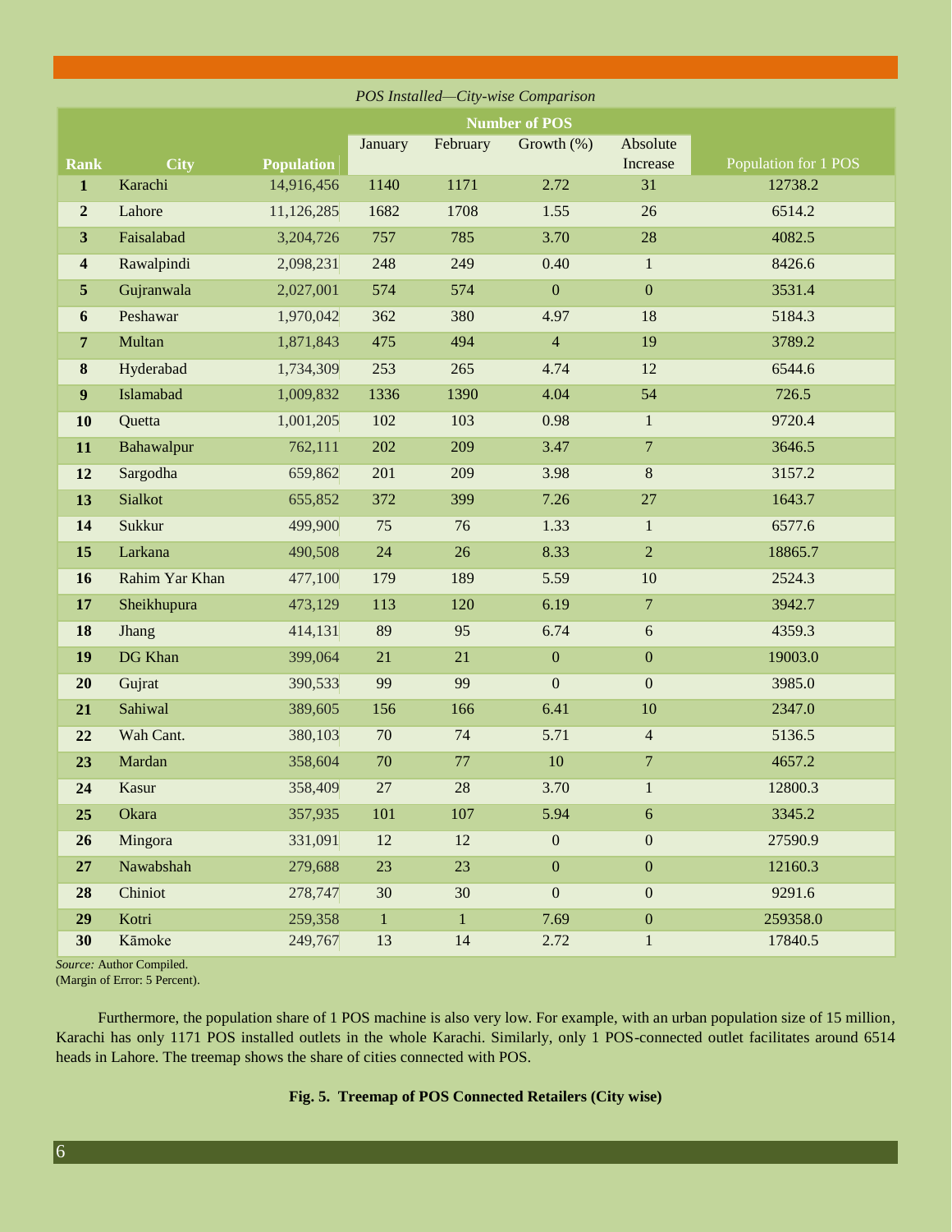*POS Installed—City-wise Comparison*

| Rank | City | Population | Number of POS | | | | Population for 1 POS |
|---|---|---|---|---|---|---|---|
| | | | January | February | Growth (%) | Absolute Increase | |
| **1** | Karachi | 14,916,456 | 1140 | 1171 | 2.72 | 31 | 12738.2 |
| **2** | Lahore | 11,126,285 | 1682 | 1708 | 1.55 | 26 | 6514.2 |
| **3** | Faisalabad | 3,204,726 | 757 | 785 | 3.70 | 28 | 4082.5 |
| **4** | Rawalpindi | 2,098,231 | 248 | 249 | 0.40 | 1 | 8426.6 |
| **5** | Gujranwala | 2,027,001 | 574 | 574 | 0 | 0 | 3531.4 |
| **6** | Peshawar | 1,970,042 | 362 | 380 | 4.97 | 18 | 5184.3 |
| **7** | Multan | 1,871,843 | 475 | 494 | 4 | 19 | 3789.2 |
| **8** | Hyderabad | 1,734,309 | 253 | 265 | 4.74 | 12 | 6544.6 |
| **9** | Islamabad | 1,009,832 | 1336 | 1390 | 4.04 | 54 | 726.5 |
| **10** | Quetta | 1,001,205 | 102 | 103 | 0.98 | 1 | 9720.4 |
| **11** | Bahawalpur | 762,111 | 202 | 209 | 3.47 | 7 | 3646.5 |
| **12** | Sargodha | 659,862 | 201 | 209 | 3.98 | 8 | 3157.2 |
| **13** | Sialkot | 655,852 | 372 | 399 | 7.26 | 27 | 1643.7 |
| **14** | Sukkur | 499,900 | 75 | 76 | 1.33 | 1 | 6577.6 |
| **15** | Larkana | 490,508 | 24 | 26 | 8.33 | 2 | 18865.7 |
| **16** | Rahim Yar Khan | 477,100 | 179 | 189 | 5.59 | 10 | 2524.3 |
| **17** | Sheikhupura | 473,129 | 113 | 120 | 6.19 | 7 | 3942.7 |
| **18** | Jhang | 414,131 | 89 | 95 | 6.74 | 6 | 4359.3 |
| **19** | DG Khan | 399,064 | 21 | 21 | 0 | 0 | 19003.0 |
| **20** | Gujrat | 390,533 | 99 | 99 | 0 | 0 | 3985.0 |
| **21** | Sahiwal | 389,605 | 156 | 166 | 6.41 | 10 | 2347.0 |
| **22** | Wah Cant. | 380,103 | 70 | 74 | 5.71 | 4 | 5136.5 |
| **23** | Mardan | 358,604 | 70 | 77 | 10 | 7 | 4657.2 |
| **24** | Kasur | 358,409 | 27 | 28 | 3.70 | 1 | 12800.3 |
| **25** | Okara | 357,935 | 101 | 107 | 5.94 | 6 | 3345.2 |
| **26** | Mingora | 331,091 | 12 | 12 | 0 | 0 | 27590.9 |
| **27** | Nawabshah | 279,688 | 23 | 23 | 0 | 0 | 12160.3 |
| **28** | Chiniot | 278,747 | 30 | 30 | 0 | 0 | 9291.6 |
| **29** | Kotri | 259,358 | 1 | 1 | 7.69 | 0 | 259358.0 |
| **30** | Kāmoke | 249,767 | 13 | 14 | 2.72 | 1 | 17840.5 |

*Source:* Author Compiled.
(Margin of Error: 5 Percent).

Furthermore, the population share of 1 POS machine is also very low. For example, with an urban population size of 15 million, Karachi has only 1171 POS installed outlets in the whole Karachi. Similarly, only 1 POS-connected outlet facilitates around 6514 heads in Lahore. The treemap shows the share of cities connected with POS.

**Fig. 5. Treemap of POS Connected Retailers (City wise)**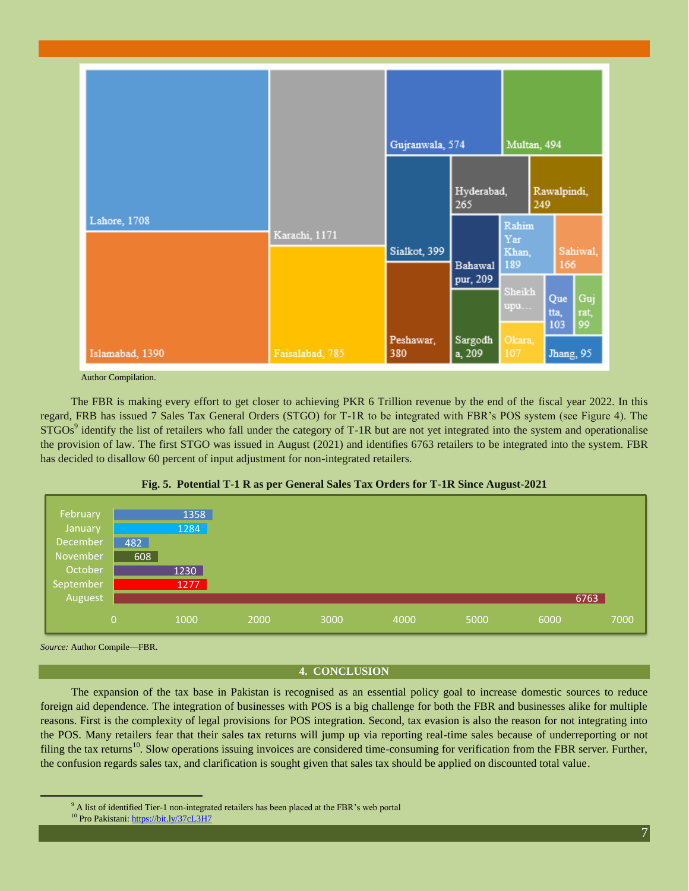| City | Value |
|---|---|
| Lahore | 1708 |
| Islamabad | 1390 |
| Karachi | 1171 |
| Faisalabad | 785 |
| Gujranwala | 574 |
| Multan | 494 |
| Sialkot | 399 |
| Peshawar | 380 |
| Hyderabad | 265 |
| Rawalpindi | 249 |
| Bahawalpur | 209 |
| Sargodha | 209 |
| Rahim Yar Khan | 189 |
| Sahiwal | 166 |
| Sheikhupu… | |
| Okara | 107 |
| Quetta | 103 |
| Gujrat | 99 |
| Jhang | 95 |

Author Compilation.

The FBR is making every effort to get closer to achieving PKR 6 Trillion revenue by the end of the fiscal year 2022. In this regard, FRB has issued 7 Sales Tax General Orders (STGO) for T-1R to be integrated with FBR's POS system (see Figure 4). The STGOs[9] identify the list of retailers who fall under the category of T-1R but are not yet integrated into the system and operationalise the provision of law. The first STGO was issued in August (2021) and identifies 6763 retailers to be integrated into the system. FBR has decided to disallow 60 percent of input adjustment for non-integrated retailers.

**Fig. 5. Potential T-1 R as per General Sales Tax Orders for T-1R Since August-2021**

| Month | Retailers |
|---|---|
| February | 1358 |
| January | 1284 |
| December | 482 |
| November | 608 |
| October | 1230 |
| September | 1277 |
| Auguest | 6763 |

*Source:* Author Compile—FBR.

## 4. CONCLUSION

The expansion of the tax base in Pakistan is recognised as an essential policy goal to increase domestic sources to reduce foreign aid dependence. The integration of businesses with POS is a big challenge for both the FBR and businesses alike for multiple reasons. First is the complexity of legal provisions for POS integration. Second, tax evasion is also the reason for not integrating into the POS. Many retailers fear that their sales tax returns will jump up via reporting real-time sales because of underreporting or not filing the tax returns[10]. Slow operations issuing invoices are considered time-consuming for verification from the FBR server. Further, the confusion regards sales tax, and clarification is sought given that sales tax should be applied on discounted total value.

---

[9] A list of identified Tier-1 non-integrated retailers has been placed at the FBR's web portal

[10] Pro Pakistani: https://bit.ly/37cL3H7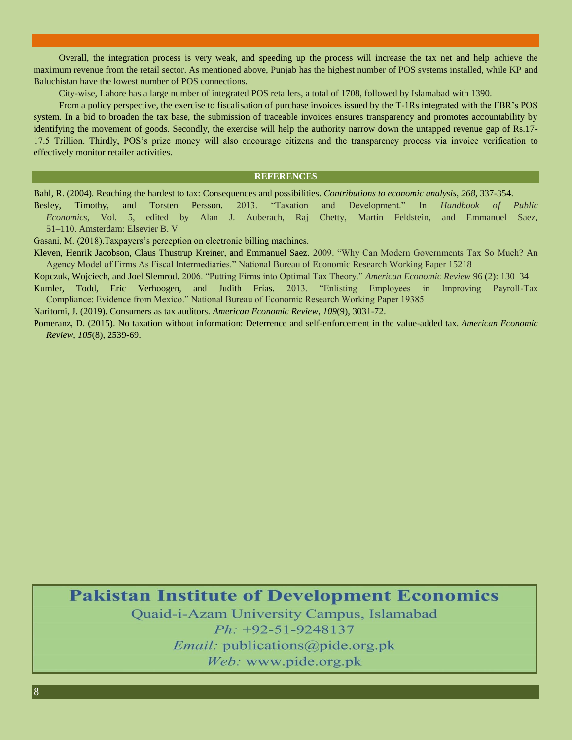Overall, the integration process is very weak, and speeding up the process will increase the tax net and help achieve the maximum revenue from the retail sector. As mentioned above, Punjab has the highest number of POS systems installed, while KP and Baluchistan have the lowest number of POS connections.

City-wise, Lahore has a large number of integrated POS retailers, a total of 1708, followed by Islamabad with 1390.

From a policy perspective, the exercise to fiscalisation of purchase invoices issued by the T-1Rs integrated with the FBR's POS system. In a bid to broaden the tax base, the submission of traceable invoices ensures transparency and promotes accountability by identifying the movement of goods. Secondly, the exercise will help the authority narrow down the untapped revenue gap of Rs.17-17.5 Trillion. Thirdly, POS's prize money will also encourage citizens and the transparency process via invoice verification to effectively monitor retailer activities.

## REFERENCES

Bahl, R. (2004). Reaching the hardest to tax: Consequences and possibilities. *Contributions to economic analysis*, *268*, 337-354.

Besley, Timothy, and Torsten Persson. 2013. "Taxation and Development." In *Handbook of Public Economics*, Vol. 5, edited by Alan J. Auberach, Raj Chetty, Martin Feldstein, and Emmanuel Saez, 51–110. Amsterdam: Elsevier B. V

Gasani, M. (2018).Taxpayers's perception on electronic billing machines.

Kleven, Henrik Jacobson, Claus Thustrup Kreiner, and Emmanuel Saez. 2009. "Why Can Modern Governments Tax So Much? An Agency Model of Firms As Fiscal Intermediaries." National Bureau of Economic Research Working Paper 15218

Kopczuk, Wojciech, and Joel Slemrod. 2006. "Putting Firms into Optimal Tax Theory." *American Economic Review* 96 (2): 130–34

Kumler, Todd, Eric Verhoogen, and Judith Frías. 2013. "Enlisting Employees in Improving Payroll-Tax Compliance: Evidence from Mexico." National Bureau of Economic Research Working Paper 19385

Naritomi, J. (2019). Consumers as tax auditors. *American Economic Review*, *109*(9), 3031-72.

Pomeranz, D. (2015). No taxation without information: Deterrence and self-enforcement in the value-added tax. *American Economic Review*, *105*(8), 2539-69.

**Pakistan Institute of Development Economics**

Quaid-i-Azam University Campus, Islamabad

*Ph:* +92-51-9248137

*Email:* publications@pide.org.pk

*Web:* www.pide.org.pk